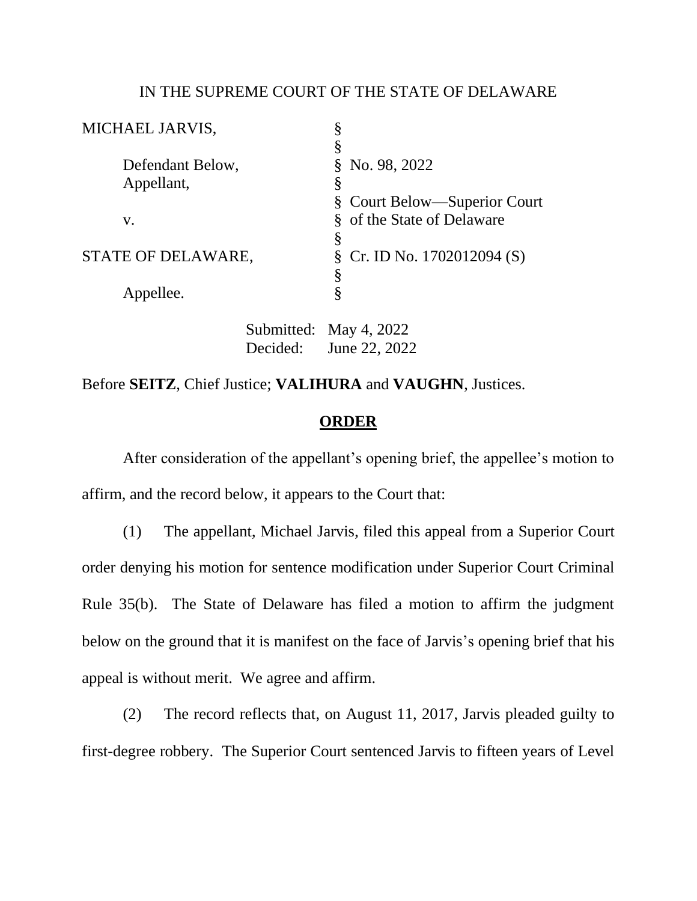IN THE SUPREME COURT OF THE STATE OF DELAWARE

| | | |
|---|---|---|
| MICHAEL JARVIS, | § | |
| | § | |
| Defendant Below, | § | No. 98, 2022 |
| Appellant, | § | |
| | § | Court Below—Superior Court |
| v. | § | of the State of Delaware |
| | § | |
| STATE OF DELAWARE, | § | Cr. ID No. 1702012094 (S) |
| | § | |
| Appellee. | § | |

Submitted: May 4, 2022
Decided: June 22, 2022

Before **SEITZ**, Chief Justice; **VALIHURA** and **VAUGHN**, Justices.

## **ORDER**

After consideration of the appellant's opening brief, the appellee's motion to affirm, and the record below, it appears to the Court that:

(1) The appellant, Michael Jarvis, filed this appeal from a Superior Court order denying his motion for sentence modification under Superior Court Criminal Rule 35(b). The State of Delaware has filed a motion to affirm the judgment below on the ground that it is manifest on the face of Jarvis's opening brief that his appeal is without merit. We agree and affirm.

(2) The record reflects that, on August 11, 2017, Jarvis pleaded guilty to first-degree robbery. The Superior Court sentenced Jarvis to fifteen years of Level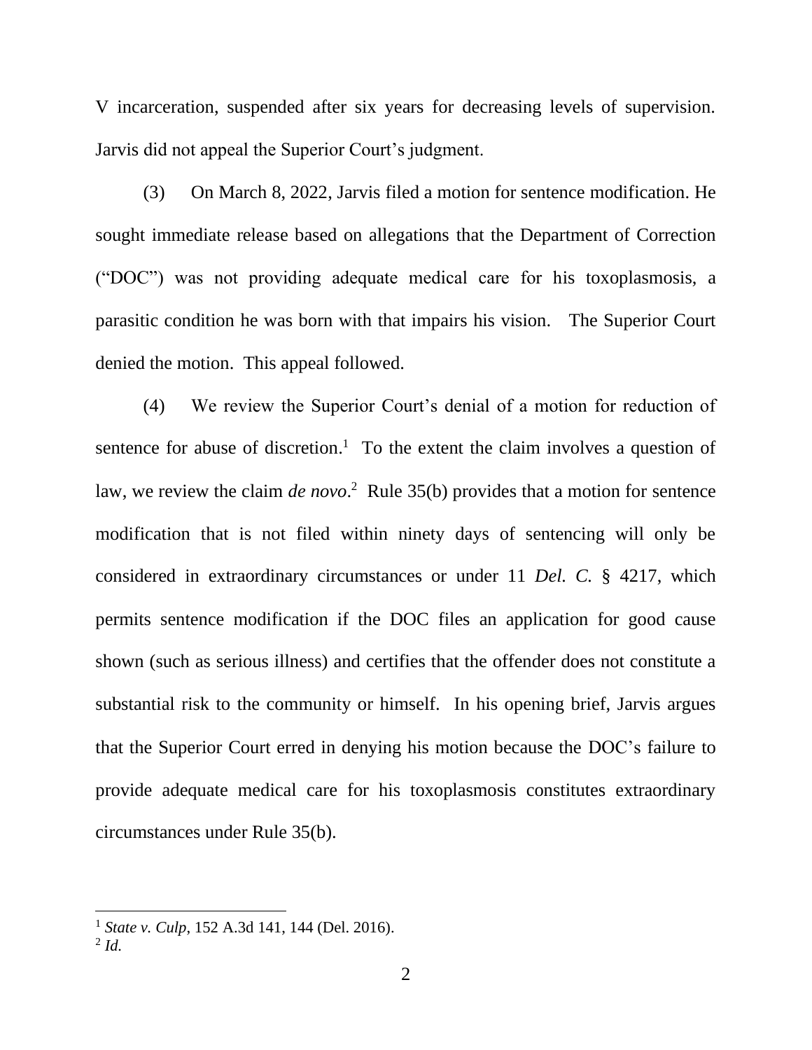V incarceration, suspended after six years for decreasing levels of supervision. Jarvis did not appeal the Superior Court's judgment.

(3) On March 8, 2022, Jarvis filed a motion for sentence modification. He sought immediate release based on allegations that the Department of Correction ("DOC") was not providing adequate medical care for his toxoplasmosis, a parasitic condition he was born with that impairs his vision. The Superior Court denied the motion. This appeal followed.

(4) We review the Superior Court's denial of a motion for reduction of sentence for abuse of discretion.[1] To the extent the claim involves a question of law, we review the claim *de novo*.[2] Rule 35(b) provides that a motion for sentence modification that is not filed within ninety days of sentencing will only be considered in extraordinary circumstances or under 11 *Del. C.* § 4217, which permits sentence modification if the DOC files an application for good cause shown (such as serious illness) and certifies that the offender does not constitute a substantial risk to the community or himself. In his opening brief, Jarvis argues that the Superior Court erred in denying his motion because the DOC's failure to provide adequate medical care for his toxoplasmosis constitutes extraordinary circumstances under Rule 35(b).

---

[1] *State v. Culp*, 152 A.3d 141, 144 (Del. 2016).

[2] *Id.*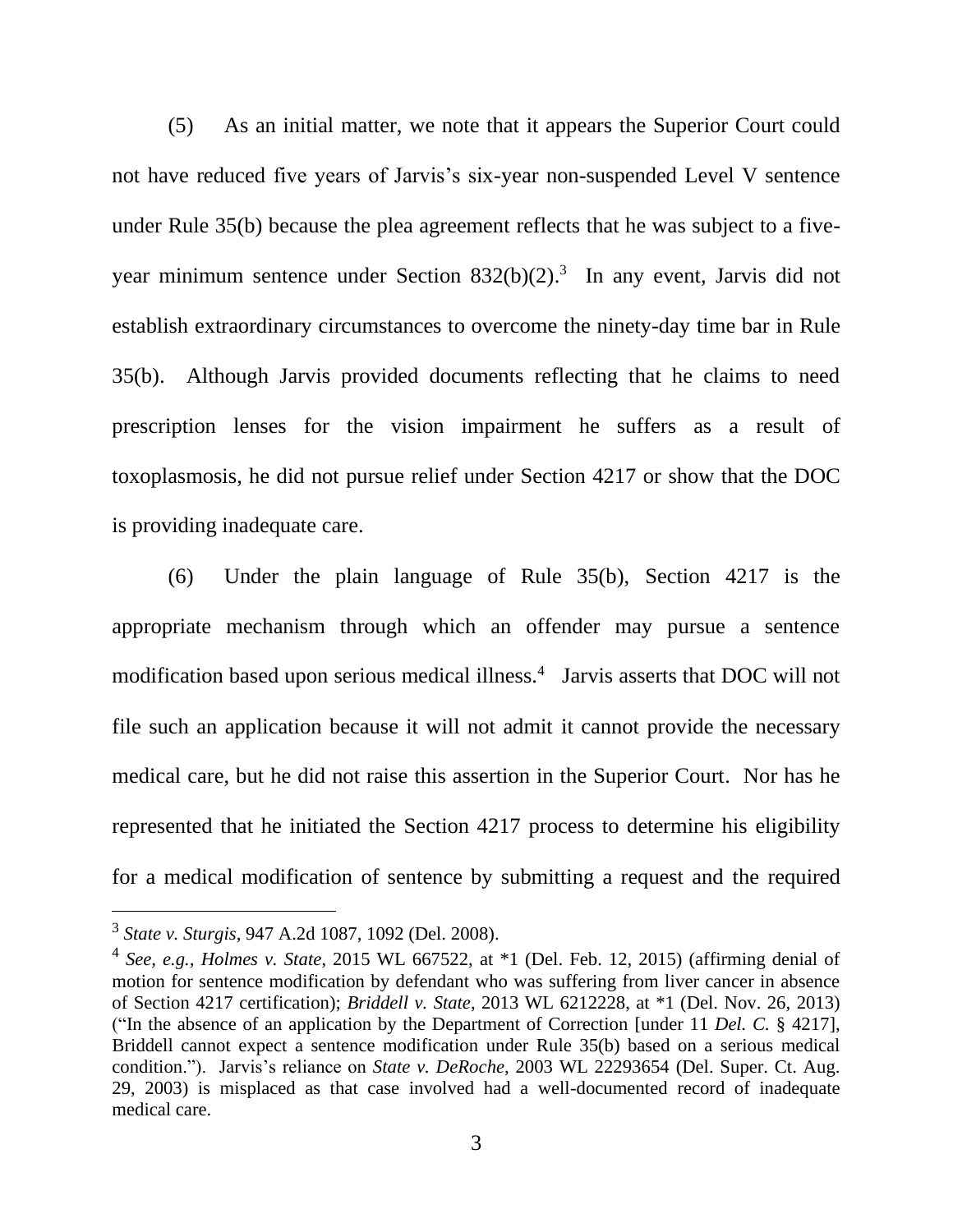(5) As an initial matter, we note that it appears the Superior Court could not have reduced five years of Jarvis's six-year non-suspended Level V sentence under Rule 35(b) because the plea agreement reflects that he was subject to a five-year minimum sentence under Section 832(b)(2).[3] In any event, Jarvis did not establish extraordinary circumstances to overcome the ninety-day time bar in Rule 35(b). Although Jarvis provided documents reflecting that he claims to need prescription lenses for the vision impairment he suffers as a result of toxoplasmosis, he did not pursue relief under Section 4217 or show that the DOC is providing inadequate care.

(6) Under the plain language of Rule 35(b), Section 4217 is the appropriate mechanism through which an offender may pursue a sentence modification based upon serious medical illness.[4] Jarvis asserts that DOC will not file such an application because it will not admit it cannot provide the necessary medical care, but he did not raise this assertion in the Superior Court. Nor has he represented that he initiated the Section 4217 process to determine his eligibility for a medical modification of sentence by submitting a request and the required

---

[3] *State v. Sturgis*, 947 A.2d 1087, 1092 (Del. 2008).

[4] *See, e.g.*, *Holmes v. State*, 2015 WL 667522, at *1 (Del. Feb. 12, 2015) (affirming denial of motion for sentence modification by defendant who was suffering from liver cancer in absence of Section 4217 certification); *Briddell v. State*, 2013 WL 6212228, at *1 (Del. Nov. 26, 2013) ("In the absence of an application by the Department of Correction [under 11 *Del. C.* § 4217], Briddell cannot expect a sentence modification under Rule 35(b) based on a serious medical condition."). Jarvis's reliance on *State v. DeRoche*, 2003 WL 22293654 (Del. Super. Ct. Aug. 29, 2003) is misplaced as that case involved had a well-documented record of inadequate medical care.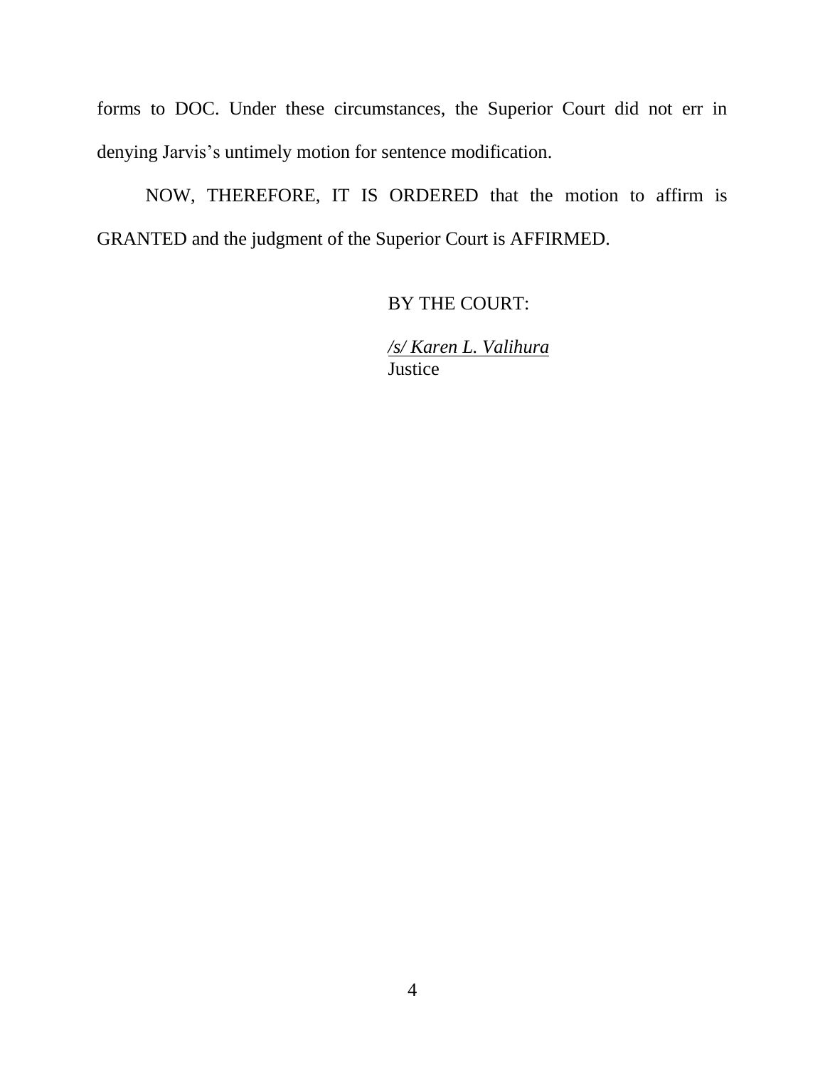forms to DOC. Under these circumstances, the Superior Court did not err in denying Jarvis's untimely motion for sentence modification.

NOW, THEREFORE, IT IS ORDERED that the motion to affirm is GRANTED and the judgment of the Superior Court is AFFIRMED.

BY THE COURT:

*/s/ Karen L. Valihura*
Justice